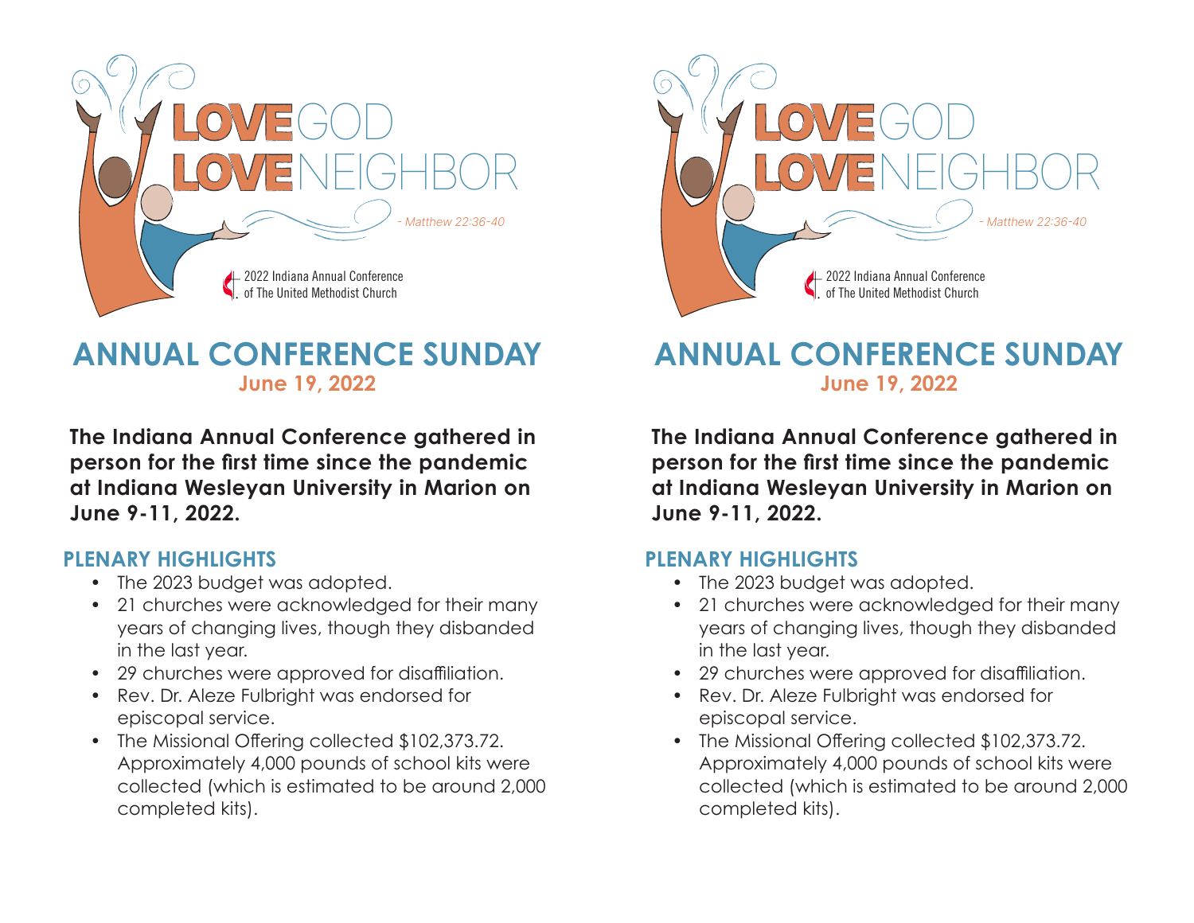LOVE GOD
LOVE NEIGHBOR

*- Matthew 22:36-40*

2022 Indiana Annual Conference
of The United Methodist Church

# ANNUAL CONFERENCE SUNDAY

**June 19, 2022**

**The Indiana Annual Conference gathered in person for the first time since the pandemic at Indiana Wesleyan University in Marion on June 9-11, 2022.**

## PLENARY HIGHLIGHTS

- The 2023 budget was adopted.
- 21 churches were acknowledged for their many years of changing lives, though they disbanded in the last year.
- 29 churches were approved for disaffiliation.
- Rev. Dr. Aleze Fulbright was endorsed for episcopal service.
- The Missional Offering collected $102,373.72. Approximately 4,000 pounds of school kits were collected (which is estimated to be around 2,000 completed kits).

LOVE GOD
LOVE NEIGHBOR

*- Matthew 22:36-40*

2022 Indiana Annual Conference
of The United Methodist Church

# ANNUAL CONFERENCE SUNDAY

**June 19, 2022**

**The Indiana Annual Conference gathered in person for the first time since the pandemic at Indiana Wesleyan University in Marion on June 9-11, 2022.**

## PLENARY HIGHLIGHTS

- The 2023 budget was adopted.
- 21 churches were acknowledged for their many years of changing lives, though they disbanded in the last year.
- 29 churches were approved for disaffiliation.
- Rev. Dr. Aleze Fulbright was endorsed for episcopal service.
- The Missional Offering collected $102,373.72. Approximately 4,000 pounds of school kits were collected (which is estimated to be around 2,000 completed kits).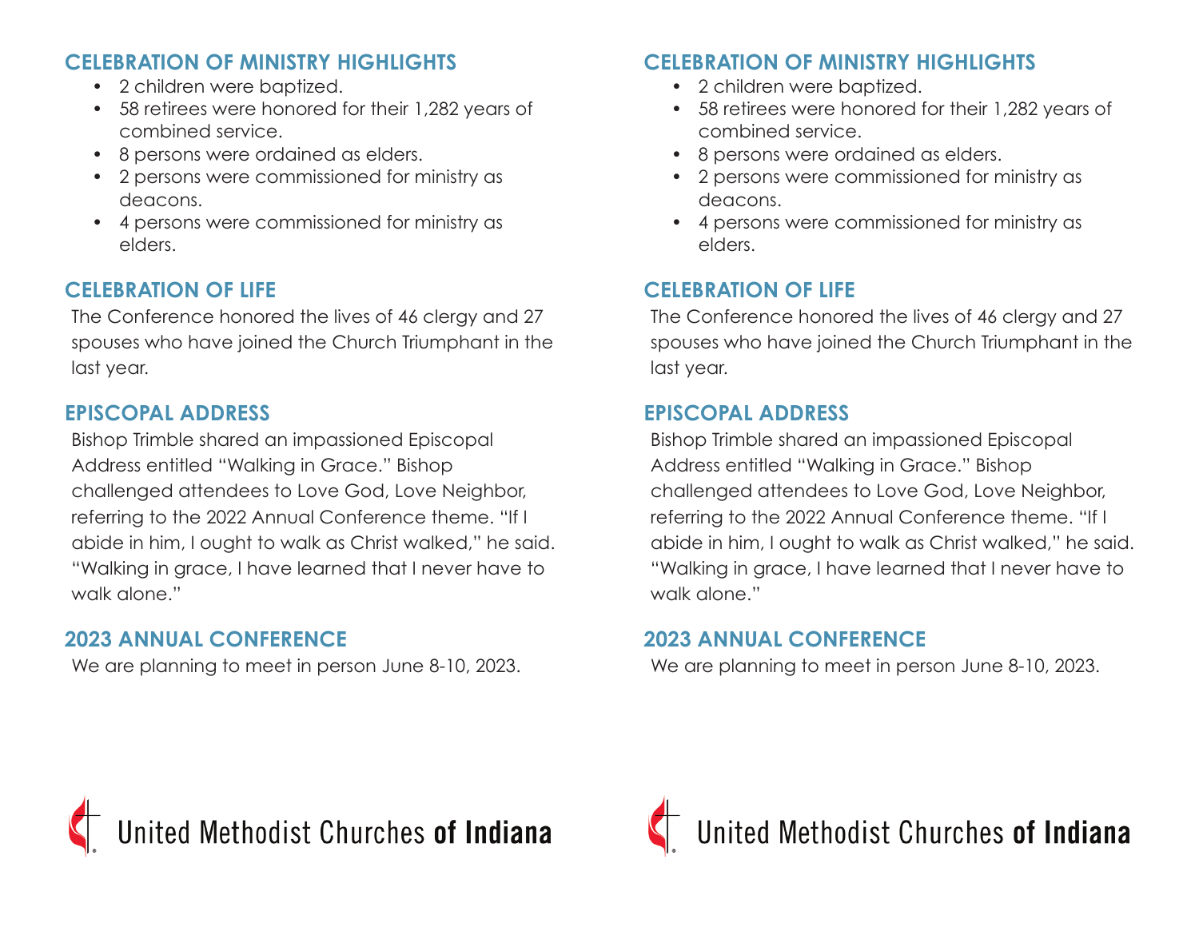## CELEBRATION OF MINISTRY HIGHLIGHTS

- 2 children were baptized.
- 58 retirees were honored for their 1,282 years of combined service.
- 8 persons were ordained as elders.
- 2 persons were commissioned for ministry as deacons.
- 4 persons were commissioned for ministry as elders.

## CELEBRATION OF LIFE

The Conference honored the lives of 46 clergy and 27 spouses who have joined the Church Triumphant in the last year.

## EPISCOPAL ADDRESS

Bishop Trimble shared an impassioned Episcopal Address entitled "Walking in Grace." Bishop challenged attendees to Love God, Love Neighbor, referring to the 2022 Annual Conference theme. "If I abide in him, I ought to walk as Christ walked," he said. "Walking in grace, I have learned that I never have to walk alone."

## 2023 ANNUAL CONFERENCE

We are planning to meet in person June 8-10, 2023.

United Methodist Churches **of Indiana**

## CELEBRATION OF MINISTRY HIGHLIGHTS

- 2 children were baptized.
- 58 retirees were honored for their 1,282 years of combined service.
- 8 persons were ordained as elders.
- 2 persons were commissioned for ministry as deacons.
- 4 persons were commissioned for ministry as elders.

## CELEBRATION OF LIFE

The Conference honored the lives of 46 clergy and 27 spouses who have joined the Church Triumphant in the last year.

## EPISCOPAL ADDRESS

Bishop Trimble shared an impassioned Episcopal Address entitled "Walking in Grace." Bishop challenged attendees to Love God, Love Neighbor, referring to the 2022 Annual Conference theme. "If I abide in him, I ought to walk as Christ walked," he said. "Walking in grace, I have learned that I never have to walk alone."

## 2023 ANNUAL CONFERENCE

We are planning to meet in person June 8-10, 2023.

United Methodist Churches **of Indiana**